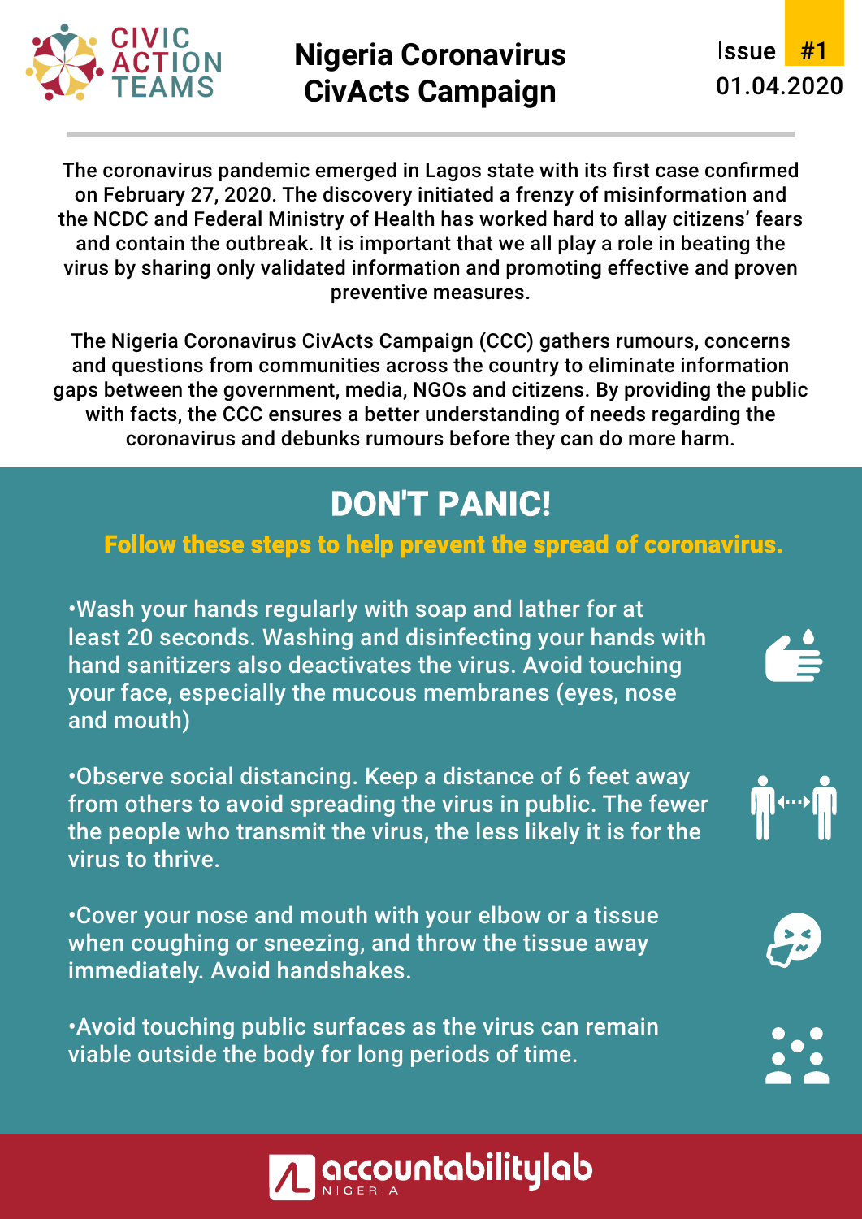CIVIC ACTION TEAMS

# Nigeria Coronavirus CivActs Campaign

Issue #1
01.04.2020

The coronavirus pandemic emerged in Lagos state with its first case confirmed on February 27, 2020. The discovery initiated a frenzy of misinformation and the NCDC and Federal Ministry of Health has worked hard to allay citizens' fears and contain the outbreak. It is important that we all play a role in beating the virus by sharing only validated information and promoting effective and proven preventive measures.

The Nigeria Coronavirus CivActs Campaign (CCC) gathers rumours, concerns and questions from communities across the country to eliminate information gaps between the government, media, NGOs and citizens. By providing the public with facts, the CCC ensures a better understanding of needs regarding the coronavirus and debunks rumours before they can do more harm.

## DON'T PANIC!

**Follow these steps to help prevent the spread of coronavirus.**

- Wash your hands regularly with soap and lather for at least 20 seconds. Washing and disinfecting your hands with hand sanitizers also deactivates the virus. Avoid touching your face, especially the mucous membranes (eyes, nose and mouth)

- Observe social distancing. Keep a distance of 6 feet away from others to avoid spreading the virus in public. The fewer the people who transmit the virus, the less likely it is for the virus to thrive.

- Cover your nose and mouth with your elbow or a tissue when coughing or sneezing, and throw the tissue away immediately. Avoid handshakes.

- Avoid touching public surfaces as the virus can remain viable outside the body for long periods of time.

accountabilitylab NIGERIA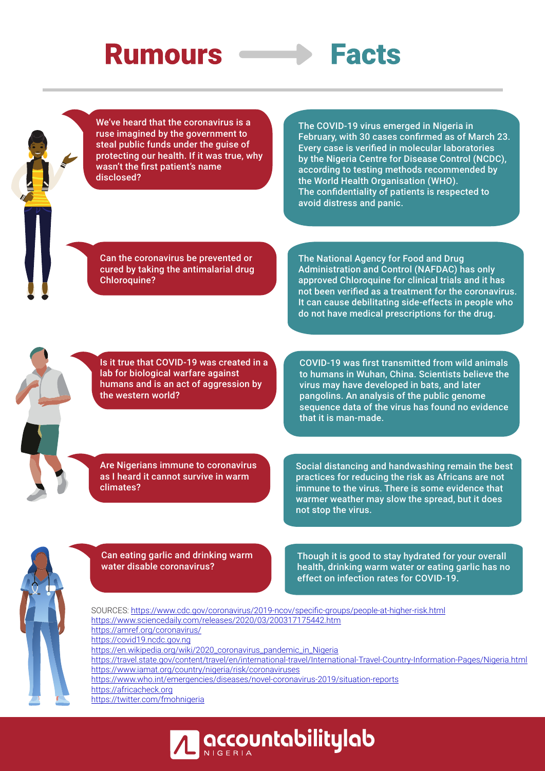# Rumours ⟶ Facts

| Rumours | Facts |
|---|---|
| We've heard that the coronavirus is a ruse imagined by the government to steal public funds under the guise of protecting our health. If it was true, why wasn't the first patient's name disclosed? | The COVID-19 virus emerged in Nigeria in February, with 30 cases confirmed as of March 23. Every case is verified in molecular laboratories by the Nigeria Centre for Disease Control (NCDC), according to testing methods recommended by the World Health Organisation (WHO). The confidentiality of patients is respected to avoid distress and panic. |
| Can the coronavirus be prevented or cured by taking the antimalarial drug Chloroquine? | The National Agency for Food and Drug Administration and Control (NAFDAC) has only approved Chloroquine for clinical trials and it has not been verified as a treatment for the coronavirus. It can cause debilitating side-effects in people who do not have medical prescriptions for the drug. |
| Is it true that COVID-19 was created in a lab for biological warfare against humans and is an act of aggression by the western world? | COVID-19 was first transmitted from wild animals to humans in Wuhan, China. Scientists believe the virus may have developed in bats, and later pangolins. An analysis of the public genome sequence data of the virus has found no evidence that it is man-made. |
| Are Nigerians immune to coronavirus as I heard it cannot survive in warm climates? | Social distancing and handwashing remain the best practices for reducing the risk as Africans are not immune to the virus. There is some evidence that warmer weather may slow the spread, but it does not stop the virus. |
| Can eating garlic and drinking warm water disable coronavirus? | Though it is good to stay hydrated for your overall health, drinking warm water or eating garlic has no effect on infection rates for COVID-19. |

SOURCES: https://www.cdc.gov/coronavirus/2019-ncov/specific-groups/people-at-higher-risk.html
https://www.sciencedaily.com/releases/2020/03/200317175442.htm
https://amref.org/coronavirus/
https://covid19.ncdc.gov.ng
https://en.wikipedia.org/wiki/2020_coronavirus_pandemic_in_Nigeria
https://travel.state.gov/content/travel/en/international-travel/International-Travel-Country-Information-Pages/Nigeria.html
https://www.iamat.org/country/nigeria/risk/coronaviruses
https://www.who.int/emergencies/diseases/novel-coronavirus-2019/situation-reports
https://africacheck.org
https://twitter.com/fmohnigeria

accountabilitylab NIGERIA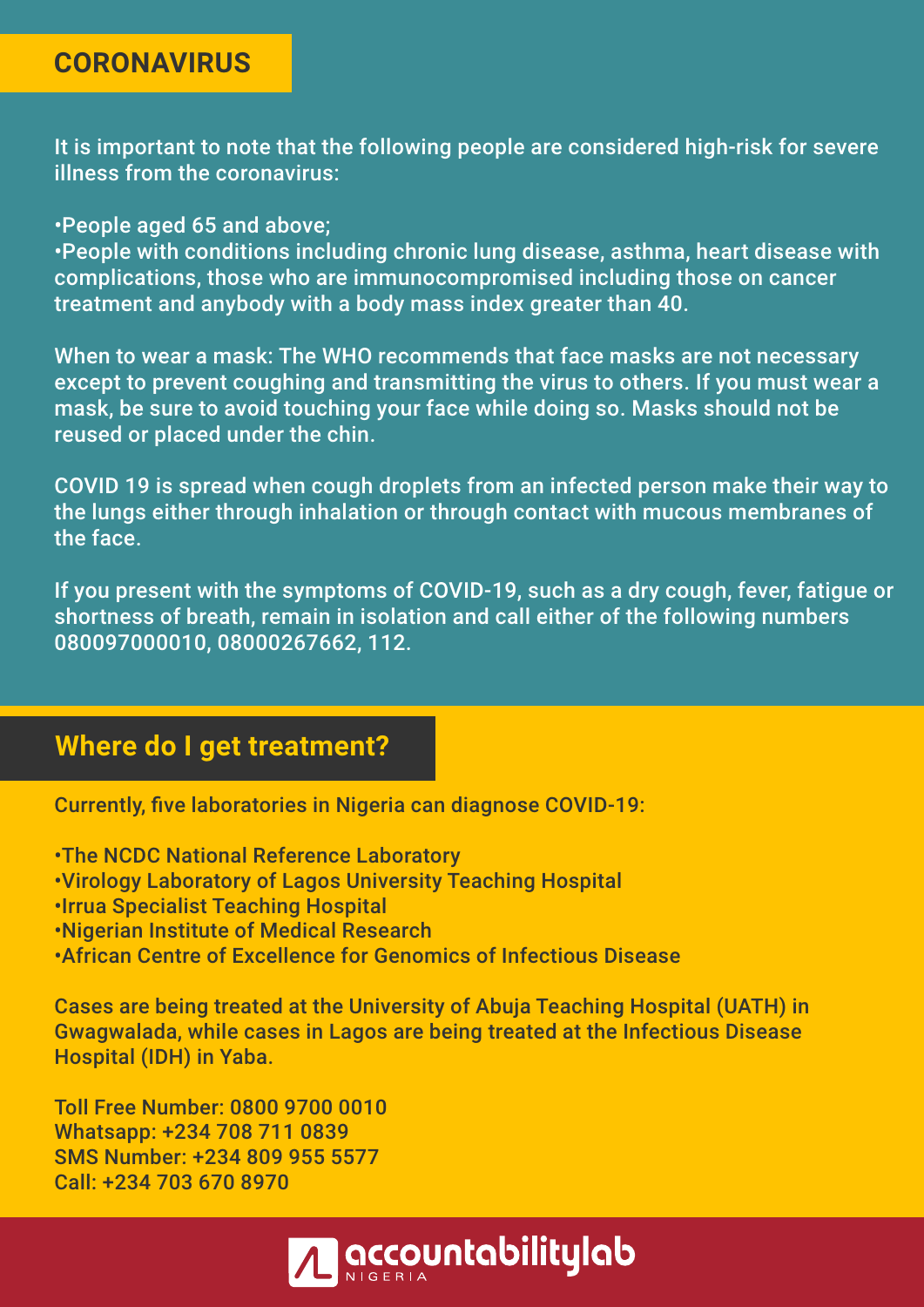## CORONAVIRUS

It is important to note that the following people are considered high-risk for severe illness from the coronavirus:

- People aged 65 and above;
- People with conditions including chronic lung disease, asthma, heart disease with complications, those who are immunocompromised including those on cancer treatment and anybody with a body mass index greater than 40.

When to wear a mask: The WHO recommends that face masks are not necessary except to prevent coughing and transmitting the virus to others. If you must wear a mask, be sure to avoid touching your face while doing so. Masks should not be reused or placed under the chin.

COVID 19 is spread when cough droplets from an infected person make their way to the lungs either through inhalation or through contact with mucous membranes of the face.

If you present with the symptoms of COVID-19, such as a dry cough, fever, fatigue or shortness of breath, remain in isolation and call either of the following numbers 080097000010, 08000267662, 112.

## Where do I get treatment?

Currently, five laboratories in Nigeria can diagnose COVID-19:

- The NCDC National Reference Laboratory
- Virology Laboratory of Lagos University Teaching Hospital
- Irrua Specialist Teaching Hospital
- Nigerian Institute of Medical Research
- African Centre of Excellence for Genomics of Infectious Disease

Cases are being treated at the University of Abuja Teaching Hospital (UATH) in Gwagwalada, while cases in Lagos are being treated at the Infectious Disease Hospital (IDH) in Yaba.

Toll Free Number: 0800 9700 0010
Whatsapp: +234 708 711 0839
SMS Number: +234 809 955 5577
Call: +234 703 670 8970

accountabilitylab NIGERIA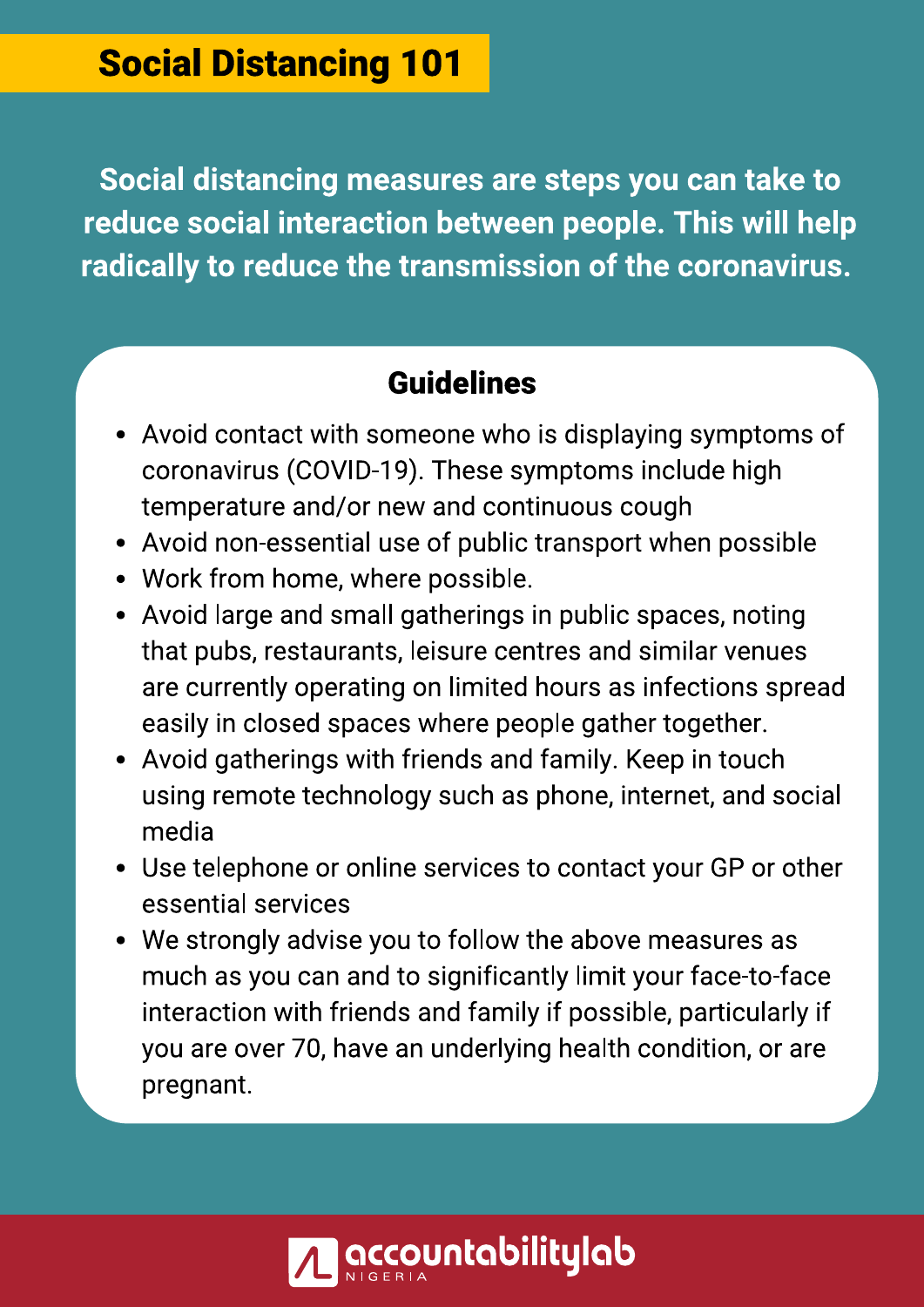# Social Distancing 101

**Social distancing measures are steps you can take to reduce social interaction between people. This will help radically to reduce the transmission of the coronavirus.**

## Guidelines

- Avoid contact with someone who is displaying symptoms of coronavirus (COVID-19). These symptoms include high temperature and/or new and continuous cough
- Avoid non-essential use of public transport when possible
- Work from home, where possible.
- Avoid large and small gatherings in public spaces, noting that pubs, restaurants, leisure centres and similar venues are currently operating on limited hours as infections spread easily in closed spaces where people gather together.
- Avoid gatherings with friends and family. Keep in touch using remote technology such as phone, internet, and social media
- Use telephone or online services to contact your GP or other essential services
- We strongly advise you to follow the above measures as much as you can and to significantly limit your face-to-face interaction with friends and family if possible, particularly if you are over 70, have an underlying health condition, or are pregnant.

accountabilitylab NIGERIA